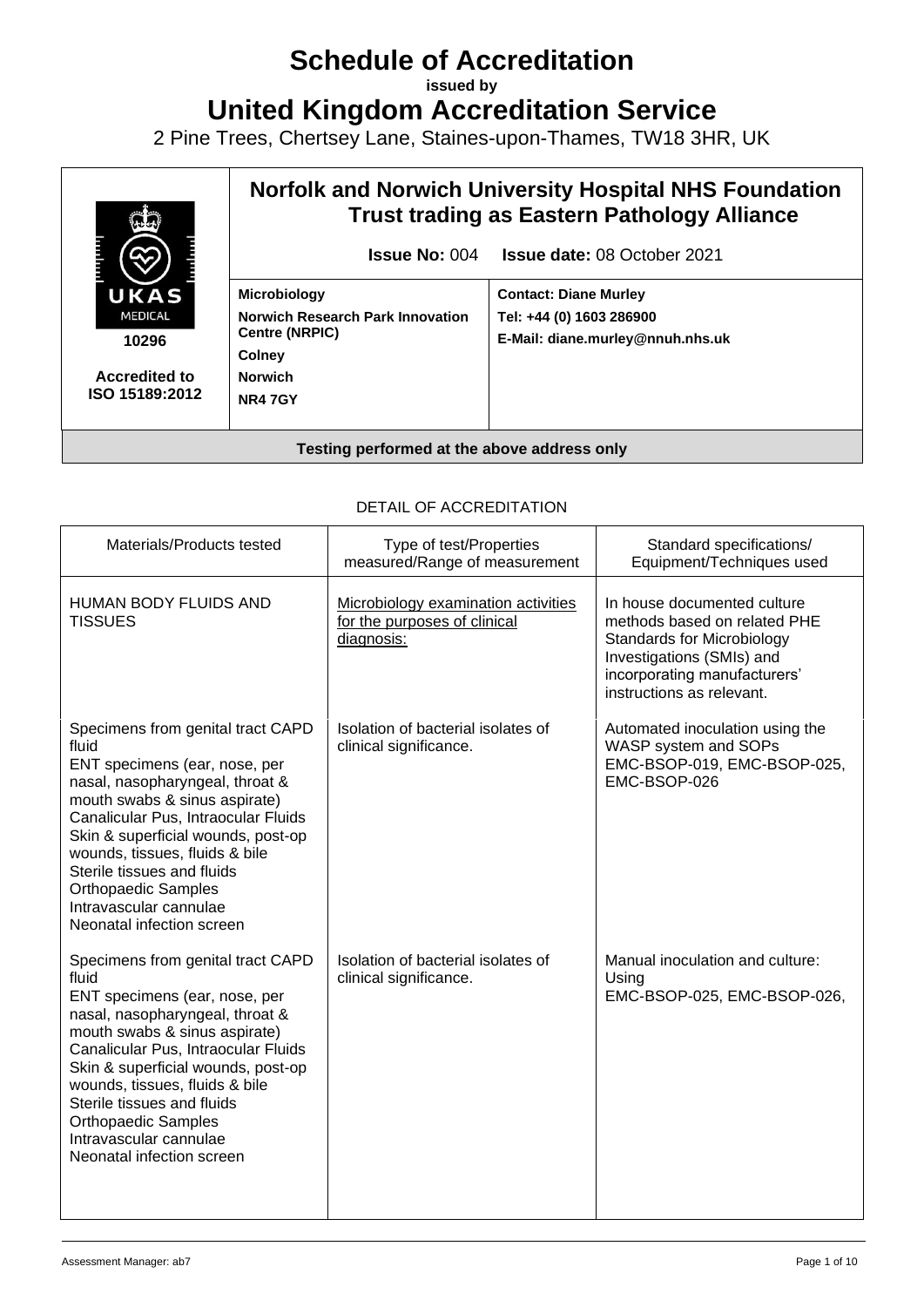# Schedule of Accreditation

**issued by**

# United Kingdom Accreditation Service

2 Pine Trees, Chertsey Lane, Staines-upon-Thames, TW18 3HR, UK

| UKAS MEDICAL 10296 Accredited to ISO 15189:2012 | **Norfolk and Norwich University Hospital NHS Foundation Trust trading as Eastern Pathology Alliance** **Issue No:** 004 **Issue date:** 08 October 2021 | |
|---|---|---|
| | **Microbiology** **Norwich Research Park Innovation Centre (NRPIC)** **Colney** **Norwich** **NR4 7GY** | **Contact: Diane Murley** **Tel: +44 (0) 1603 286900** **E-Mail: diane.murley@nnuh.nhs.uk** |

**Testing performed at the above address only**

DETAIL OF ACCREDITATION

| Materials/Products tested | Type of test/Properties measured/Range of measurement | Standard specifications/ Equipment/Techniques used |
|---|---|---|
| HUMAN BODY FLUIDS AND TISSUES | Microbiology examination activities for the purposes of clinical diagnosis: | In house documented culture methods based on related PHE Standards for Microbiology Investigations (SMIs) and incorporating manufacturers' instructions as relevant. |
| Specimens from genital tract CAPD fluid<br>ENT specimens (ear, nose, per nasal, nasopharyngeal, throat & mouth swabs & sinus aspirate)<br>Canalicular Pus, Intraocular Fluids<br>Skin & superficial wounds, post-op wounds, tissues, fluids & bile<br>Sterile tissues and fluids<br>Orthopaedic Samples<br>Intravascular cannulae<br>Neonatal infection screen | Isolation of bacterial isolates of clinical significance. | Automated inoculation using the WASP system and SOPs EMC-BSOP-019, EMC-BSOP-025, EMC-BSOP-026 |
| Specimens from genital tract CAPD fluid<br>ENT specimens (ear, nose, per nasal, nasopharyngeal, throat & mouth swabs & sinus aspirate)<br>Canalicular Pus, Intraocular Fluids<br>Skin & superficial wounds, post-op wounds, tissues, fluids & bile<br>Sterile tissues and fluids<br>Orthopaedic Samples<br>Intravascular cannulae<br>Neonatal infection screen | Isolation of bacterial isolates of clinical significance. | Manual inoculation and culture: Using EMC-BSOP-025, EMC-BSOP-026, |

Assessment Manager: ab7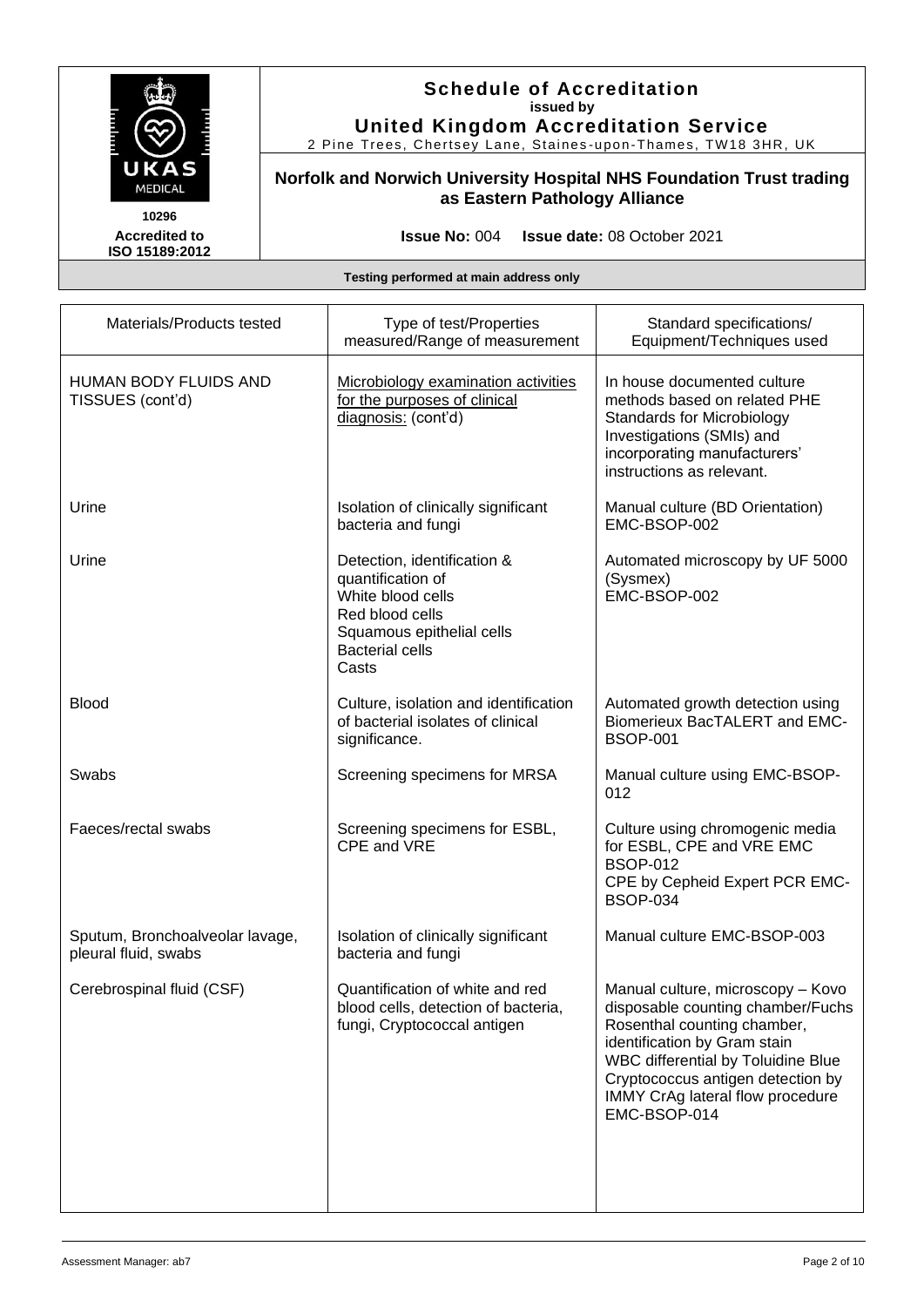**Schedule of Accreditation**
**issued by**
**United Kingdom Accreditation Service**
2 Pine Trees, Chertsey Lane, Staines-upon-Thames, TW18 3HR, UK

**Norfolk and Norwich University Hospital NHS Foundation Trust trading as Eastern Pathology Alliance**

10296
**Accredited to ISO 15189:2012**

**Issue No:** 004 **Issue date:** 08 October 2021

**Testing performed at main address only**

| Materials/Products tested | Type of test/Properties measured/Range of measurement | Standard specifications/ Equipment/Techniques used |
|---|---|---|
| HUMAN BODY FLUIDS AND TISSUES (cont'd) | Microbiology examination activities for the purposes of clinical diagnosis: (cont'd) | In house documented culture methods based on related PHE Standards for Microbiology Investigations (SMIs) and incorporating manufacturers' instructions as relevant. |
| Urine | Isolation of clinically significant bacteria and fungi | Manual culture (BD Orientation) EMC-BSOP-002 |
| Urine | Detection, identification & quantification of<br>White blood cells<br>Red blood cells<br>Squamous epithelial cells<br>Bacterial cells<br>Casts | Automated microscopy by UF 5000 (Sysmex)<br>EMC-BSOP-002 |
| Blood | Culture, isolation and identification of bacterial isolates of clinical significance. | Automated growth detection using Biomerieux BacTALERT and EMC-BSOP-001 |
| Swabs | Screening specimens for MRSA | Manual culture using EMC-BSOP-012 |
| Faeces/rectal swabs | Screening specimens for ESBL, CPE and VRE | Culture using chromogenic media for ESBL, CPE and VRE EMC BSOP-012<br>CPE by Cepheid Expert PCR EMC-BSOP-034 |
| Sputum, Bronchoalveolar lavage, pleural fluid, swabs | Isolation of clinically significant bacteria and fungi | Manual culture EMC-BSOP-003 |
| Cerebrospinal fluid (CSF) | Quantification of white and red blood cells, detection of bacteria, fungi, Cryptococcal antigen | Manual culture, microscopy – Kovo disposable counting chamber/Fuchs Rosenthal counting chamber, identification by Gram stain<br>WBC differential by Toluidine Blue<br>Cryptococcus antigen detection by IMMY CrAg lateral flow procedure<br>EMC-BSOP-014 |

Assessment Manager: ab7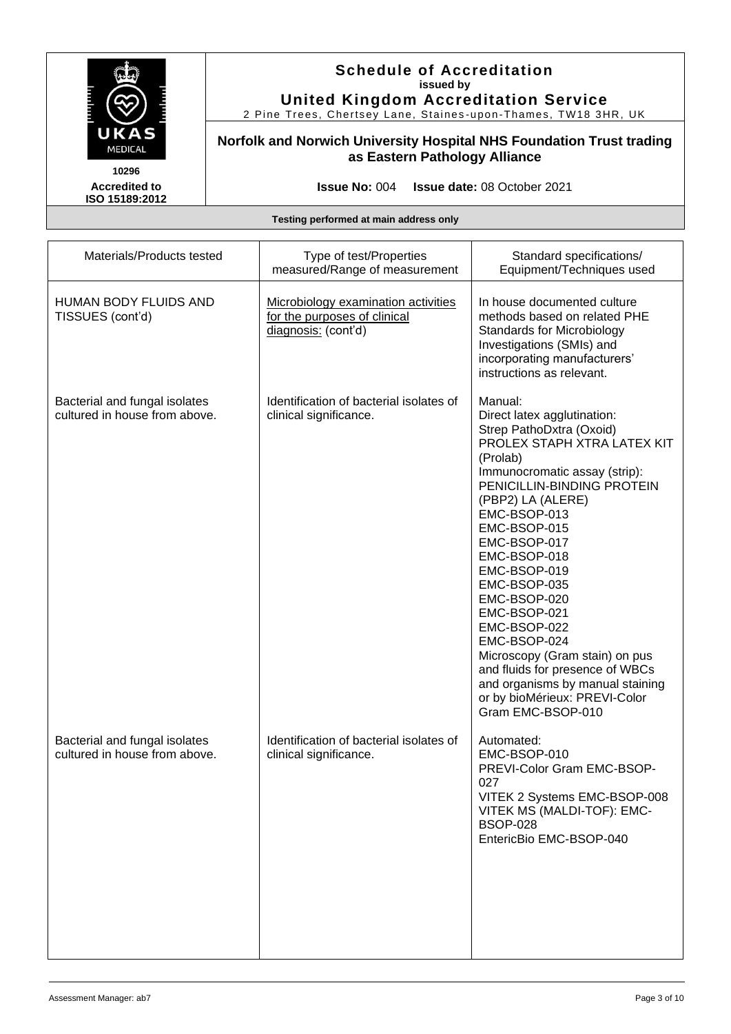# Schedule of Accreditation

**issued by**

**United Kingdom Accreditation Service**

2 Pine Trees, Chertsey Lane, Staines-upon-Thames, TW18 3HR, UK

**Norfolk and Norwich University Hospital NHS Foundation Trust trading as Eastern Pathology Alliance**

**10296**

**Accredited to ISO 15189:2012**

**Issue No:** 004 **Issue date:** 08 October 2021

**Testing performed at main address only**

| Materials/Products tested | Type of test/Properties measured/Range of measurement | Standard specifications/ Equipment/Techniques used |
|---|---|---|
| HUMAN BODY FLUIDS AND TISSUES (cont'd) | Microbiology examination activities for the purposes of clinical diagnosis: (cont'd) | In house documented culture methods based on related PHE Standards for Microbiology Investigations (SMIs) and incorporating manufacturers' instructions as relevant. |
| Bacterial and fungal isolates cultured in house from above. | Identification of bacterial isolates of clinical significance. | Manual:<br>Direct latex agglutination:<br>Strep PathoDxtra (Oxoid)<br>PROLEX STAPH XTRA LATEX KIT (Prolab)<br>Immunocromatic assay (strip):<br>PENICILLIN-BINDING PROTEIN (PBP2) LA (ALERE)<br>EMC-BSOP-013<br>EMC-BSOP-015<br>EMC-BSOP-017<br>EMC-BSOP-018<br>EMC-BSOP-019<br>EMC-BSOP-035<br>EMC-BSOP-020<br>EMC-BSOP-021<br>EMC-BSOP-022<br>EMC-BSOP-024<br>Microscopy (Gram stain) on pus and fluids for presence of WBCs and organisms by manual staining or by bioMérieux: PREVI-Color Gram EMC-BSOP-010 |
| Bacterial and fungal isolates cultured in house from above. | Identification of bacterial isolates of clinical significance. | Automated:<br>EMC-BSOP-010<br>PREVI-Color Gram EMC-BSOP-027<br>VITEK 2 Systems EMC-BSOP-008<br>VITEK MS (MALDI-TOF): EMC-BSOP-028<br>EntericBio EMC-BSOP-040 |

Assessment Manager: ab7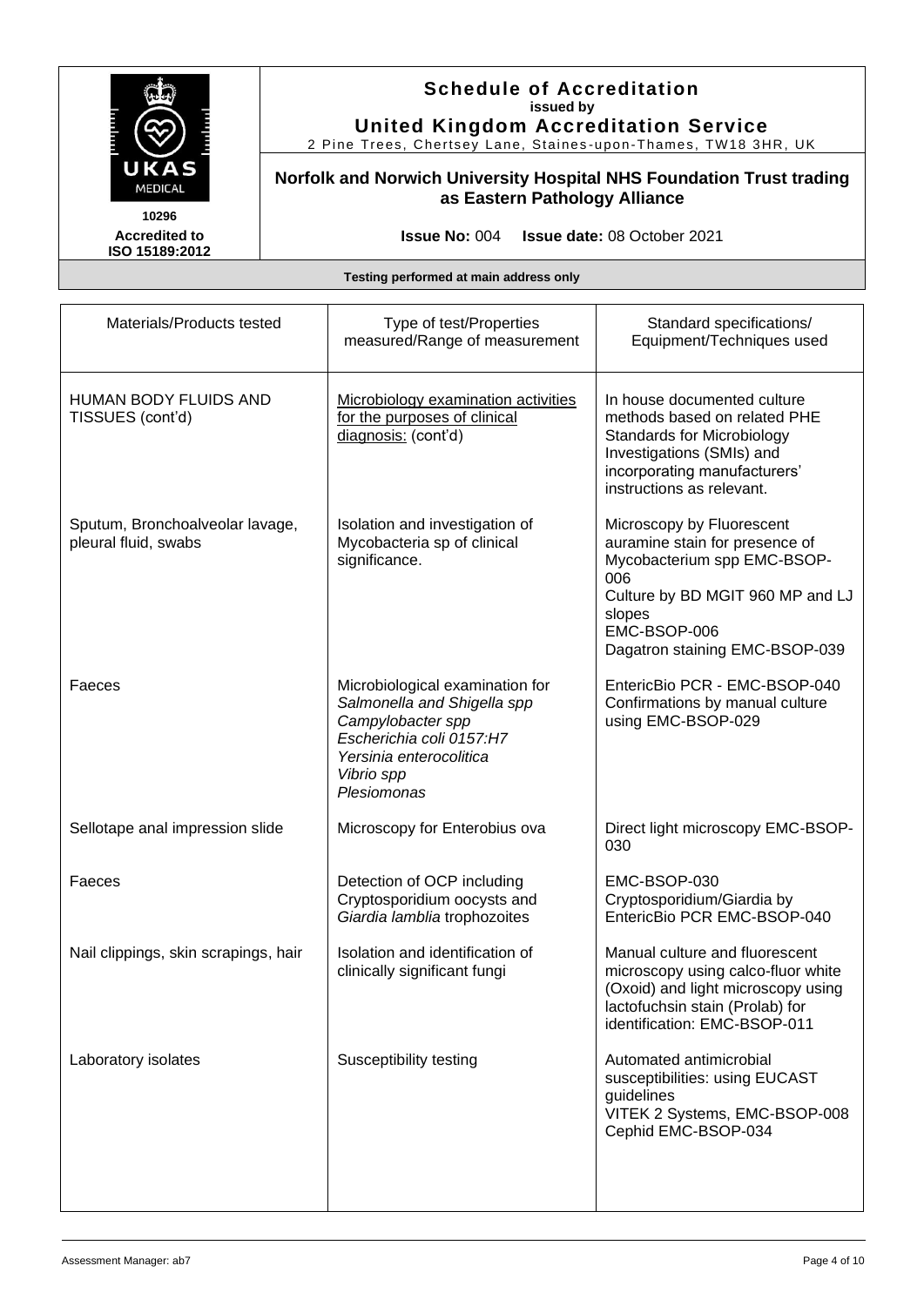# Schedule of Accreditation

**issued by**

**United Kingdom Accreditation Service**

2 Pine Trees, Chertsey Lane, Staines-upon-Thames, TW18 3HR, UK

**10296**

**Accredited to ISO 15189:2012**

**Norfolk and Norwich University Hospital NHS Foundation Trust trading as Eastern Pathology Alliance**

**Issue No:** 004 **Issue date:** 08 October 2021

**Testing performed at main address only**

| Materials/Products tested | Type of test/Properties measured/Range of measurement | Standard specifications/ Equipment/Techniques used |
|---|---|---|
| HUMAN BODY FLUIDS AND TISSUES (cont'd) | Microbiology examination activities for the purposes of clinical diagnosis: (cont'd) | In house documented culture methods based on related PHE Standards for Microbiology Investigations (SMIs) and incorporating manufacturers' instructions as relevant. |
| Sputum, Bronchoalveolar lavage, pleural fluid, swabs | Isolation and investigation of Mycobacteria sp of clinical significance. | Microscopy by Fluorescent auramine stain for presence of Mycobacterium spp EMC-BSOP-006<br>Culture by BD MGIT 960 MP and LJ slopes<br>EMC-BSOP-006<br>Dagatron staining EMC-BSOP-039 |
| Faeces | Microbiological examination for<br>*Salmonella and Shigella spp*<br>*Campylobacter spp*<br>*Escherichia coli 0157:H7*<br>*Yersinia enterocolitica*<br>*Vibrio spp*<br>*Plesiomonas* | EntericBio PCR - EMC-BSOP-040<br>Confirmations by manual culture using EMC-BSOP-029 |
| Sellotape anal impression slide | Microscopy for Enterobius ova | Direct light microscopy EMC-BSOP-030 |
| Faeces | Detection of OCP including Cryptosporidium oocysts and *Giardia lamblia* trophozoites | EMC-BSOP-030<br>Cryptosporidium/Giardia by EntericBio PCR EMC-BSOP-040 |
| Nail clippings, skin scrapings, hair | Isolation and identification of clinically significant fungi | Manual culture and fluorescent microscopy using calco-fluor white (Oxoid) and light microscopy using lactofuchsin stain (Prolab) for identification: EMC-BSOP-011 |
| Laboratory isolates | Susceptibility testing | Automated antimicrobial susceptibilities: using EUCAST guidelines<br>VITEK 2 Systems, EMC-BSOP-008<br>Cephid EMC-BSOP-034 |

Assessment Manager: ab7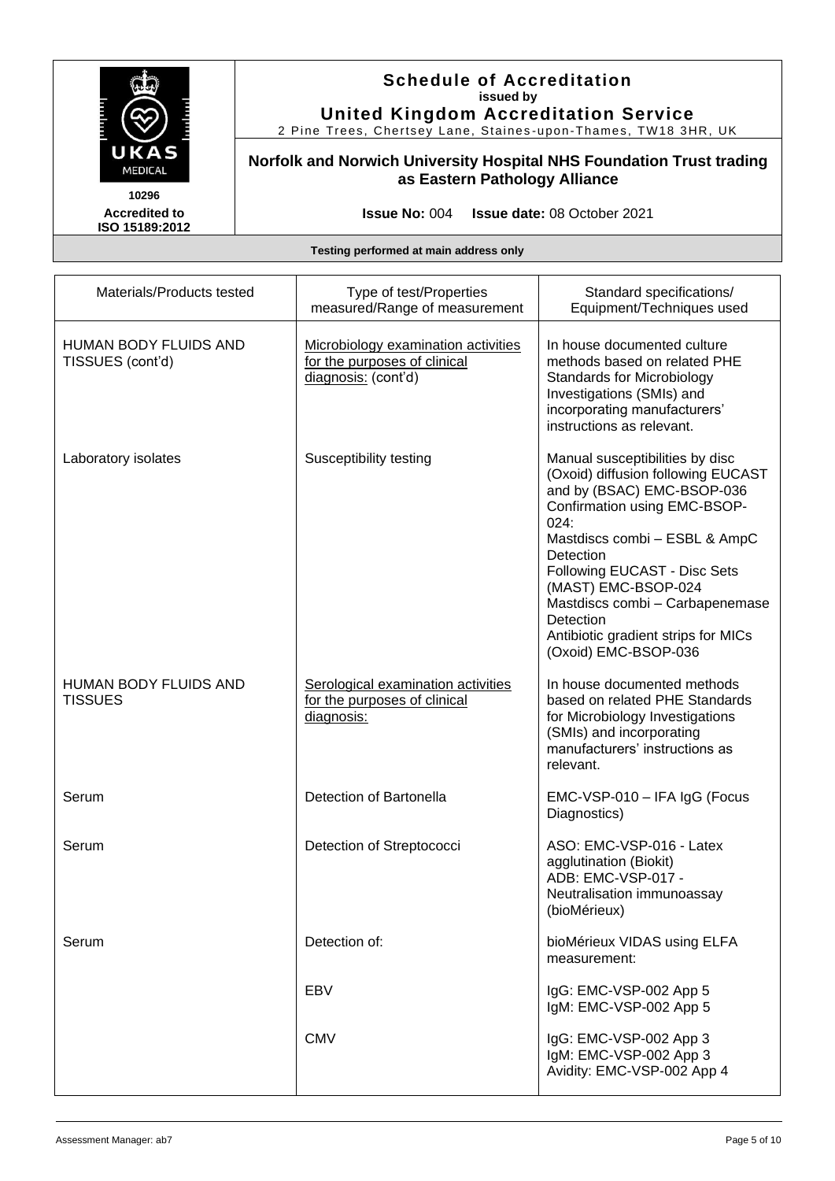**Schedule of Accreditation**
**issued by**
**United Kingdom Accreditation Service**
2 Pine Trees, Chertsey Lane, Staines-upon-Thames, TW18 3HR, UK

**10296**
**Accredited to ISO 15189:2012**

**Norfolk and Norwich University Hospital NHS Foundation Trust trading as Eastern Pathology Alliance**

**Issue No:** 004 **Issue date:** 08 October 2021

**Testing performed at main address only**

| Materials/Products tested | Type of test/Properties measured/Range of measurement | Standard specifications/ Equipment/Techniques used |
|---|---|---|
| HUMAN BODY FLUIDS AND TISSUES (cont'd) | Microbiology examination activities for the purposes of clinical diagnosis: (cont'd) | In house documented culture methods based on related PHE Standards for Microbiology Investigations (SMIs) and incorporating manufacturers' instructions as relevant. |
| Laboratory isolates | Susceptibility testing | Manual susceptibilities by disc (Oxoid) diffusion following EUCAST and by (BSAC) EMC-BSOP-036<br>Confirmation using EMC-BSOP-024:<br>Mastdiscs combi – ESBL & AmpC Detection<br>Following EUCAST - Disc Sets (MAST) EMC-BSOP-024<br>Mastdiscs combi – Carbapenemase Detection<br>Antibiotic gradient strips for MICs (Oxoid) EMC-BSOP-036 |
| HUMAN BODY FLUIDS AND TISSUES | Serological examination activities for the purposes of clinical diagnosis: | In house documented methods based on related PHE Standards for Microbiology Investigations (SMIs) and incorporating manufacturers' instructions as relevant. |
| Serum | Detection of Bartonella | EMC-VSP-010 – IFA IgG (Focus Diagnostics) |
| Serum | Detection of Streptococci | ASO: EMC-VSP-016 - Latex agglutination (Biokit)<br>ADB: EMC-VSP-017 - Neutralisation immunoassay (bioMérieux) |
| Serum | Detection of: | bioMérieux VIDAS using ELFA measurement: |
| | EBV | IgG: EMC-VSP-002 App 5<br>IgM: EMC-VSP-002 App 5 |
| | CMV | IgG: EMC-VSP-002 App 3<br>IgM: EMC-VSP-002 App 3<br>Avidity: EMC-VSP-002 App 4 |

Assessment Manager: ab7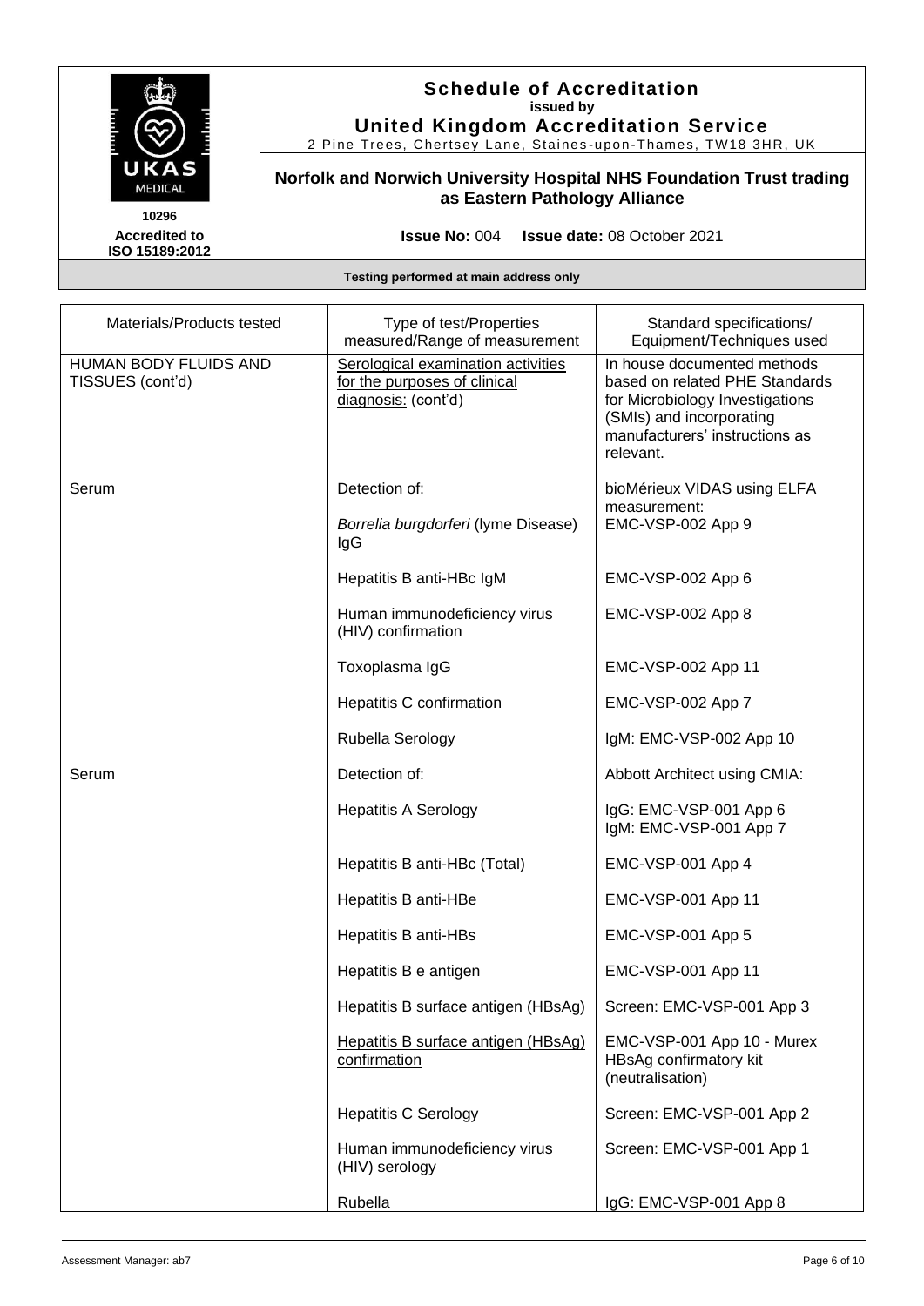# Schedule of Accreditation
**issued by**
**United Kingdom Accreditation Service**
2 Pine Trees, Chertsey Lane, Staines-upon-Thames, TW18 3HR, UK

**10296**
**Accredited to ISO 15189:2012**

**Norfolk and Norwich University Hospital NHS Foundation Trust trading as Eastern Pathology Alliance**

**Issue No:** 004 **Issue date:** 08 October 2021

**Testing performed at main address only**

| Materials/Products tested | Type of test/Properties measured/Range of measurement | Standard specifications/ Equipment/Techniques used |
|---|---|---|
| HUMAN BODY FLUIDS AND TISSUES (cont'd) | Serological examination activities for the purposes of clinical diagnosis: (cont'd) | In house documented methods based on related PHE Standards for Microbiology Investigations (SMIs) and incorporating manufacturers' instructions as relevant. |
| Serum | Detection of: | bioMérieux VIDAS using ELFA measurement: |
| | *Borrelia burgdorferi* (lyme Disease) IgG | EMC-VSP-002 App 9 |
| | Hepatitis B anti-HBc IgM | EMC-VSP-002 App 6 |
| | Human immunodeficiency virus (HIV) confirmation | EMC-VSP-002 App 8 |
| | Toxoplasma IgG | EMC-VSP-002 App 11 |
| | Hepatitis C confirmation | EMC-VSP-002 App 7 |
| | Rubella Serology | IgM: EMC-VSP-002 App 10 |
| Serum | Detection of: | Abbott Architect using CMIA: |
| | Hepatitis A Serology | IgG: EMC-VSP-001 App 6<br>IgM: EMC-VSP-001 App 7 |
| | Hepatitis B anti-HBc (Total) | EMC-VSP-001 App 4 |
| | Hepatitis B anti-HBe | EMC-VSP-001 App 11 |
| | Hepatitis B anti-HBs | EMC-VSP-001 App 5 |
| | Hepatitis B e antigen | EMC-VSP-001 App 11 |
| | Hepatitis B surface antigen (HBsAg) | Screen: EMC-VSP-001 App 3 |
| | Hepatitis B surface antigen (HBsAg) confirmation | EMC-VSP-001 App 10 - Murex HBsAg confirmatory kit (neutralisation) |
| | Hepatitis C Serology | Screen: EMC-VSP-001 App 2 |
| | Human immunodeficiency virus (HIV) serology | Screen: EMC-VSP-001 App 1 |
| | Rubella | IgG: EMC-VSP-001 App 8 |

Assessment Manager: ab7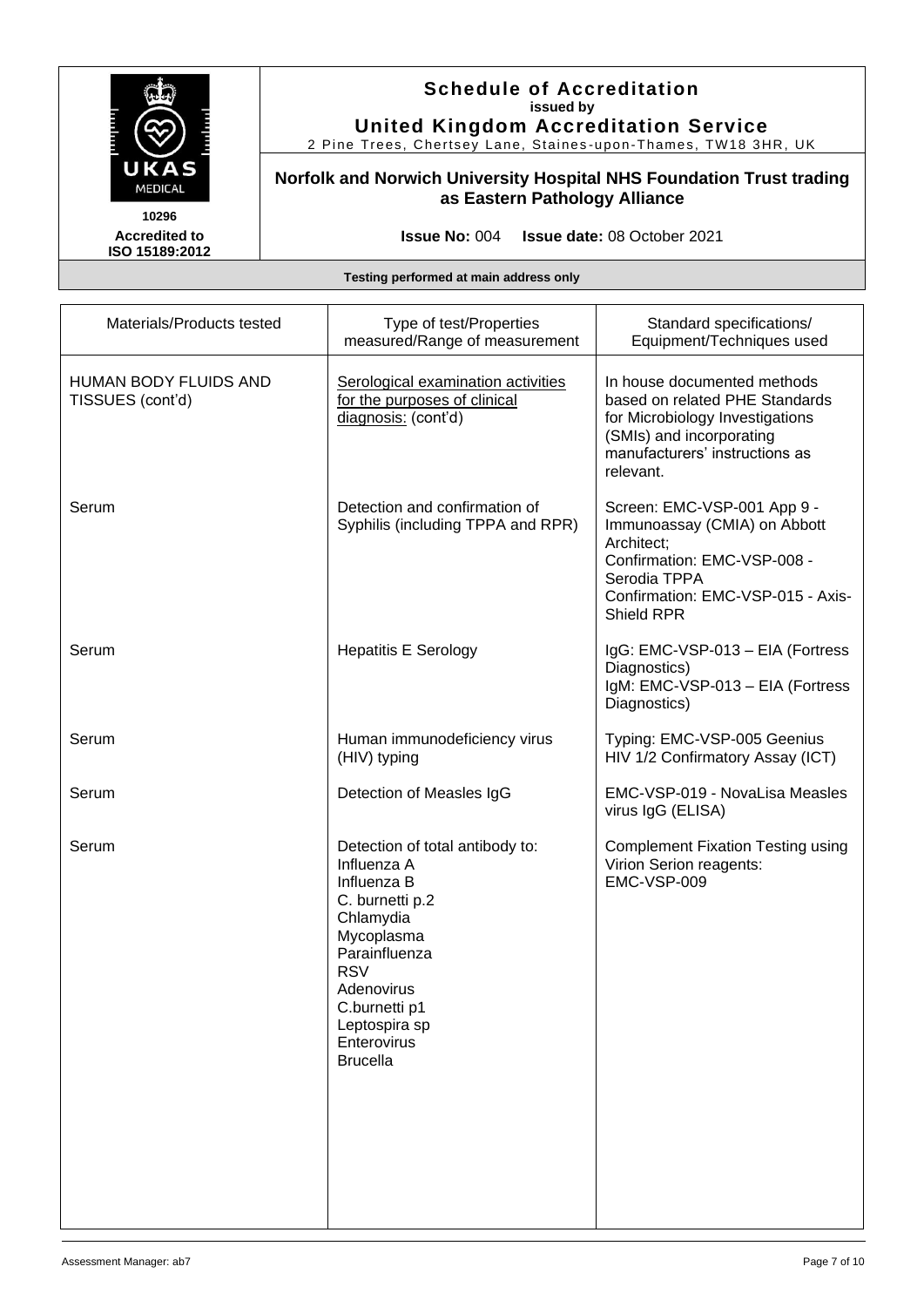## Schedule of Accreditation
**issued by**
**United Kingdom Accreditation Service**
2 Pine Trees, Chertsey Lane, Staines-upon-Thames, TW18 3HR, UK

**10296**
**Accredited to ISO 15189:2012**

**Norfolk and Norwich University Hospital NHS Foundation Trust trading as Eastern Pathology Alliance**

**Issue No:** 004 **Issue date:** 08 October 2021

**Testing performed at main address only**

| Materials/Products tested | Type of test/Properties measured/Range of measurement | Standard specifications/ Equipment/Techniques used |
|---|---|---|
| HUMAN BODY FLUIDS AND TISSUES (cont'd) | Serological examination activities for the purposes of clinical diagnosis: (cont'd) | In house documented methods based on related PHE Standards for Microbiology Investigations (SMIs) and incorporating manufacturers' instructions as relevant. |
| Serum | Detection and confirmation of Syphilis (including TPPA and RPR) | Screen: EMC-VSP-001 App 9 - Immunoassay (CMIA) on Abbott Architect;<br>Confirmation: EMC-VSP-008 - Serodia TPPA<br>Confirmation: EMC-VSP-015 - Axis-Shield RPR |
| Serum | Hepatitis E Serology | IgG: EMC-VSP-013 – EIA (Fortress Diagnostics)<br>IgM: EMC-VSP-013 – EIA (Fortress Diagnostics) |
| Serum | Human immunodeficiency virus (HIV) typing | Typing: EMC-VSP-005 Geenius HIV 1/2 Confirmatory Assay (ICT) |
| Serum | Detection of Measles IgG | EMC-VSP-019 - NovaLisa Measles virus IgG (ELISA) |
| Serum | Detection of total antibody to:<br>Influenza A<br>Influenza B<br>C. burnetti p.2<br>Chlamydia<br>Mycoplasma<br>Parainfluenza<br>RSV<br>Adenovirus<br>C.burnetti p1<br>Leptospira sp<br>Enterovirus<br>Brucella | Complement Fixation Testing using Virion Serion reagents:<br>EMC-VSP-009 |

Assessment Manager: ab7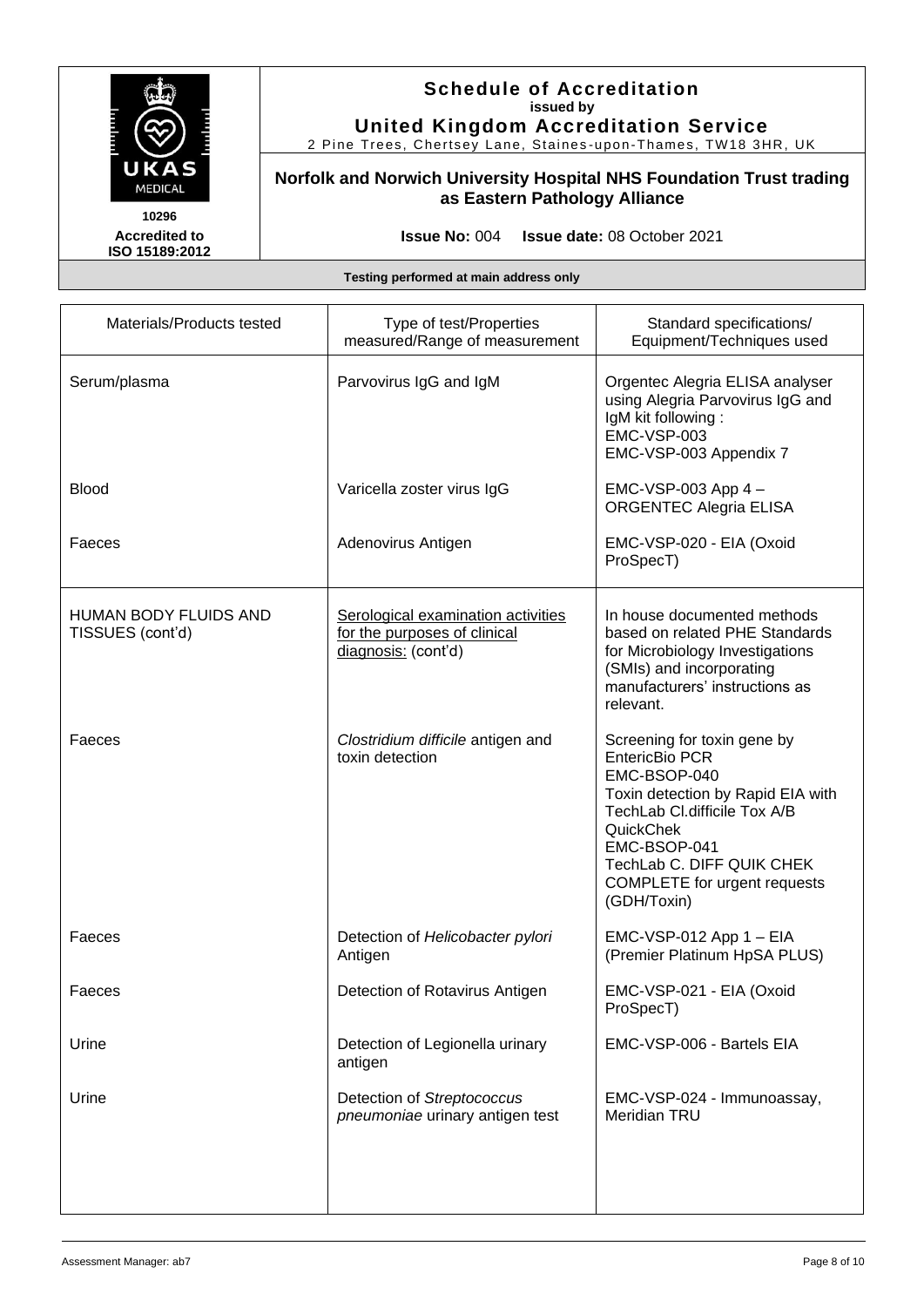# Schedule of Accreditation
**issued by**
**United Kingdom Accreditation Service**
2 Pine Trees, Chertsey Lane, Staines-upon-Thames, TW18 3HR, UK

**Norfolk and Norwich University Hospital NHS Foundation Trust trading as Eastern Pathology Alliance**

10296
**Accredited to ISO 15189:2012**

**Issue No:** 004 **Issue date:** 08 October 2021

**Testing performed at main address only**

| Materials/Products tested | Type of test/Properties measured/Range of measurement | Standard specifications/ Equipment/Techniques used |
|---|---|---|
| Serum/plasma | Parvovirus IgG and IgM | Orgentec Alegria ELISA analyser using Alegria Parvovirus IgG and IgM kit following :<br>EMC-VSP-003<br>EMC-VSP-003 Appendix 7 |
| Blood | Varicella zoster virus IgG | EMC-VSP-003 App 4 – ORGENTEC Alegria ELISA |
| Faeces | Adenovirus Antigen | EMC-VSP-020 - EIA (Oxoid ProSpecT) |
| HUMAN BODY FLUIDS AND TISSUES (cont'd) | <u>Serological examination activities for the purposes of clinical diagnosis:</u> (cont'd) | In house documented methods based on related PHE Standards for Microbiology Investigations (SMIs) and incorporating manufacturers' instructions as relevant. |
| Faeces | *Clostridium difficile* antigen and toxin detection | Screening for toxin gene by EntericBio PCR<br>EMC-BSOP-040<br>Toxin detection by Rapid EIA with TechLab Cl.difficile Tox A/B QuickChek<br>EMC-BSOP-041<br>TechLab C. DIFF QUIK CHEK COMPLETE for urgent requests (GDH/Toxin) |
| Faeces | Detection of *Helicobacter pylori* Antigen | EMC-VSP-012 App 1 – EIA (Premier Platinum HpSA PLUS) |
| Faeces | Detection of Rotavirus Antigen | EMC-VSP-021 - EIA (Oxoid ProSpecT) |
| Urine | Detection of Legionella urinary antigen | EMC-VSP-006 - Bartels EIA |
| Urine | Detection of *Streptococcus pneumoniae* urinary antigen test | EMC-VSP-024 - Immunoassay, Meridian TRU |

Assessment Manager: ab7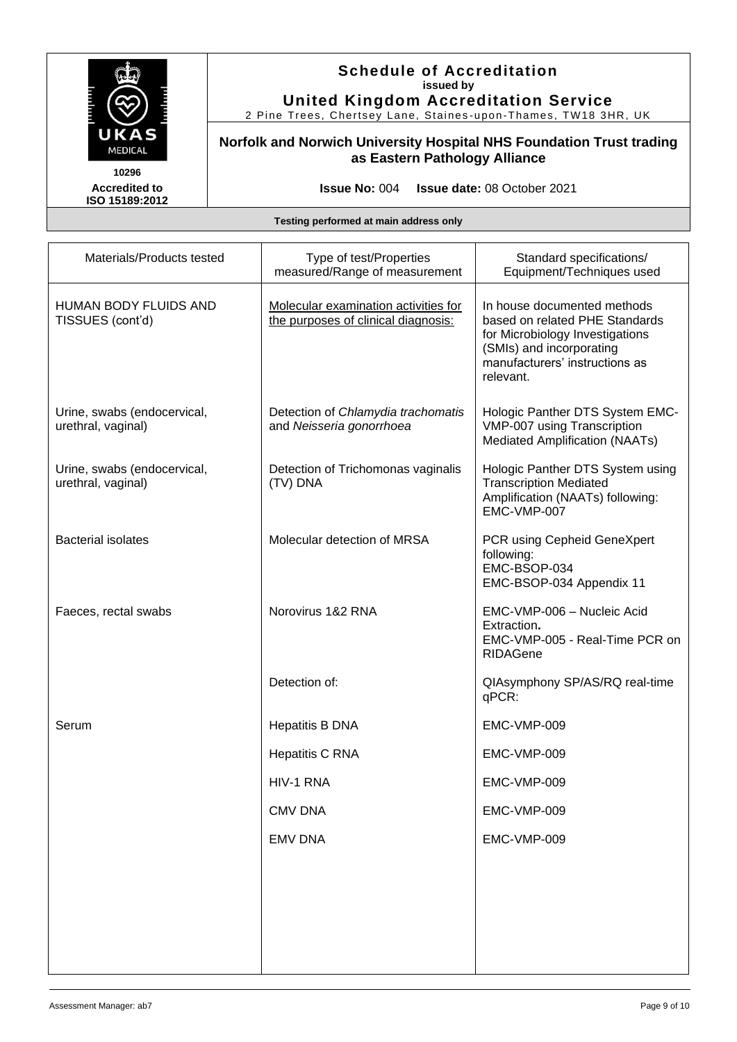# Schedule of Accreditation

**issued by**

**United Kingdom Accreditation Service**

2 Pine Trees, Chertsey Lane, Staines-upon-Thames, TW18 3HR, UK

**10296**

**Accredited to ISO 15189:2012**

## Norfolk and Norwich University Hospital NHS Foundation Trust trading as Eastern Pathology Alliance

**Issue No:** 004 **Issue date:** 08 October 2021

**Testing performed at main address only**

| Materials/Products tested | Type of test/Properties measured/Range of measurement | Standard specifications/ Equipment/Techniques used |
|---|---|---|
| HUMAN BODY FLUIDS AND TISSUES (cont'd) | Molecular examination activities for the purposes of clinical diagnosis: | In house documented methods based on related PHE Standards for Microbiology Investigations (SMIs) and incorporating manufacturers' instructions as relevant. |
| Urine, swabs (endocervical, urethral, vaginal) | Detection of *Chlamydia trachomatis* and *Neisseria gonorrhoea* | Hologic Panther DTS System EMC-VMP-007 using Transcription Mediated Amplification (NAATs) |
| Urine, swabs (endocervical, urethral, vaginal) | Detection of Trichomonas vaginalis (TV) DNA | Hologic Panther DTS System using Transcription Mediated Amplification (NAATs) following: EMC-VMP-007 |
| Bacterial isolates | Molecular detection of MRSA | PCR using Cepheid GeneXpert following: EMC-BSOP-034 EMC-BSOP-034 Appendix 11 |
| Faeces, rectal swabs | Norovirus 1&2 RNA | EMC-VMP-006 – Nucleic Acid Extraction. EMC-VMP-005 - Real-Time PCR on RIDAGene |
| | Detection of: | QIAsymphony SP/AS/RQ real-time qPCR: |
| Serum | Hepatitis B DNA | EMC-VMP-009 |
| | Hepatitis C RNA | EMC-VMP-009 |
| | HIV-1 RNA | EMC-VMP-009 |
| | CMV DNA | EMC-VMP-009 |
| | EMV DNA | EMC-VMP-009 |

Assessment Manager: ab7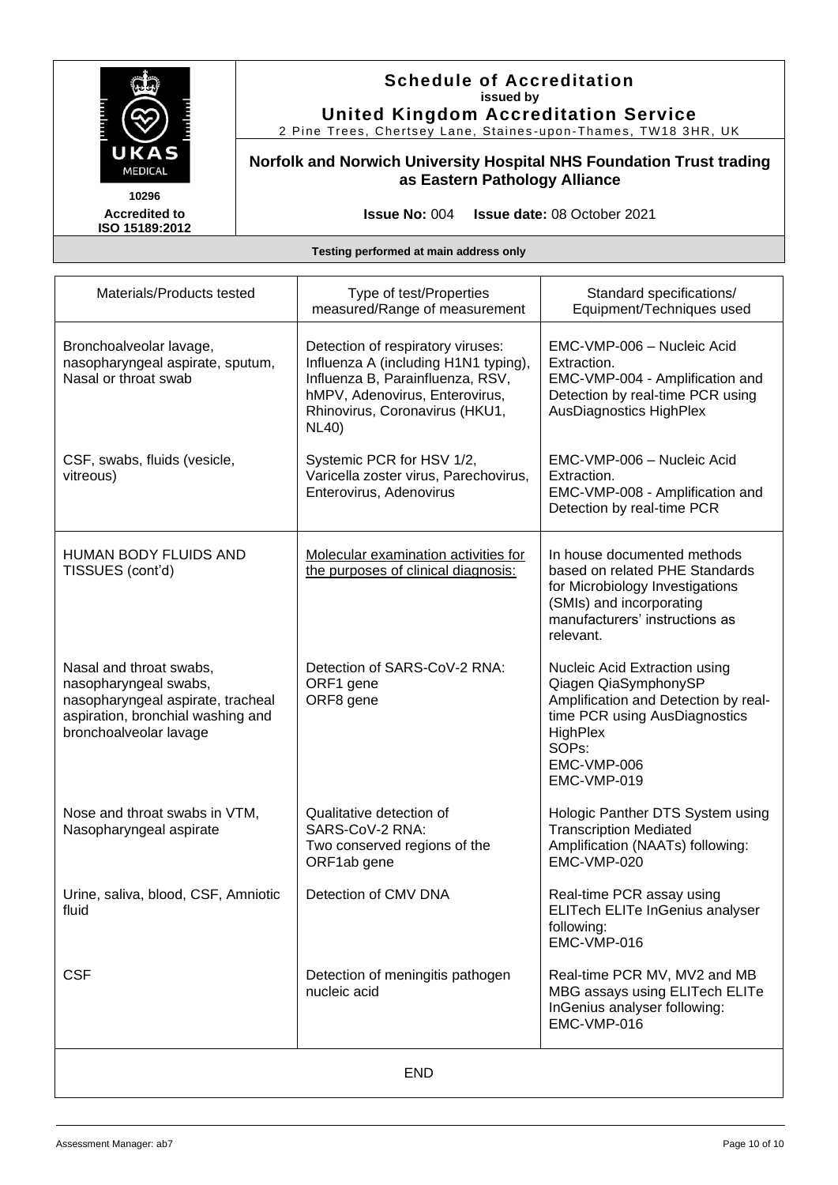# Schedule of Accreditation
**issued by**
**United Kingdom Accreditation Service**
2 Pine Trees, Chertsey Lane, Staines-upon-Thames, TW18 3HR, UK

**10296**
**Accredited to ISO 15189:2012**

## Norfolk and Norwich University Hospital NHS Foundation Trust trading as Eastern Pathology Alliance

**Issue No:** 004 **Issue date:** 08 October 2021

**Testing performed at main address only**

| Materials/Products tested | Type of test/Properties measured/Range of measurement | Standard specifications/ Equipment/Techniques used |
|---|---|---|
| Bronchoalveolar lavage, nasopharyngeal aspirate, sputum, Nasal or throat swab | Detection of respiratory viruses: Influenza A (including H1N1 typing), Influenza B, Parainfluenza, RSV, hMPV, Adenovirus, Enterovirus, Rhinovirus, Coronavirus (HKU1, NL40) | EMC-VMP-006 – Nucleic Acid Extraction.<br>EMC-VMP-004 - Amplification and Detection by real-time PCR using AusDiagnostics HighPlex |
| CSF, swabs, fluids (vesicle, vitreous) | Systemic PCR for HSV 1/2, Varicella zoster virus, Parechovirus, Enterovirus, Adenovirus | EMC-VMP-006 – Nucleic Acid Extraction.<br>EMC-VMP-008 - Amplification and Detection by real-time PCR |
| HUMAN BODY FLUIDS AND TISSUES (cont'd) | <u>Molecular examination activities for the purposes of clinical diagnosis:</u> | In house documented methods based on related PHE Standards for Microbiology Investigations (SMIs) and incorporating manufacturers' instructions as relevant. |
| Nasal and throat swabs, nasopharyngeal swabs, nasopharyngeal aspirate, tracheal aspiration, bronchial washing and bronchoalveolar lavage | Detection of SARS-CoV-2 RNA:<br>ORF1 gene<br>ORF8 gene | Nucleic Acid Extraction using Qiagen QiaSymphonySP<br>Amplification and Detection by real-time PCR using AusDiagnostics HighPlex<br>SOPs:<br>EMC-VMP-006<br>EMC-VMP-019 |
| Nose and throat swabs in VTM, Nasopharyngeal aspirate | Qualitative detection of SARS-CoV-2 RNA:<br>Two conserved regions of the ORF1ab gene | Hologic Panther DTS System using Transcription Mediated Amplification (NAATs) following:<br>EMC-VMP-020 |
| Urine, saliva, blood, CSF, Amniotic fluid | Detection of CMV DNA | Real-time PCR assay using ELITech ELITe InGenius analyser following:<br>EMC-VMP-016 |
| CSF | Detection of meningitis pathogen nucleic acid | Real-time PCR MV, MV2 and MB MBG assays using ELITech ELITe InGenius analyser following:<br>EMC-VMP-016 |

END

Assessment Manager: ab7